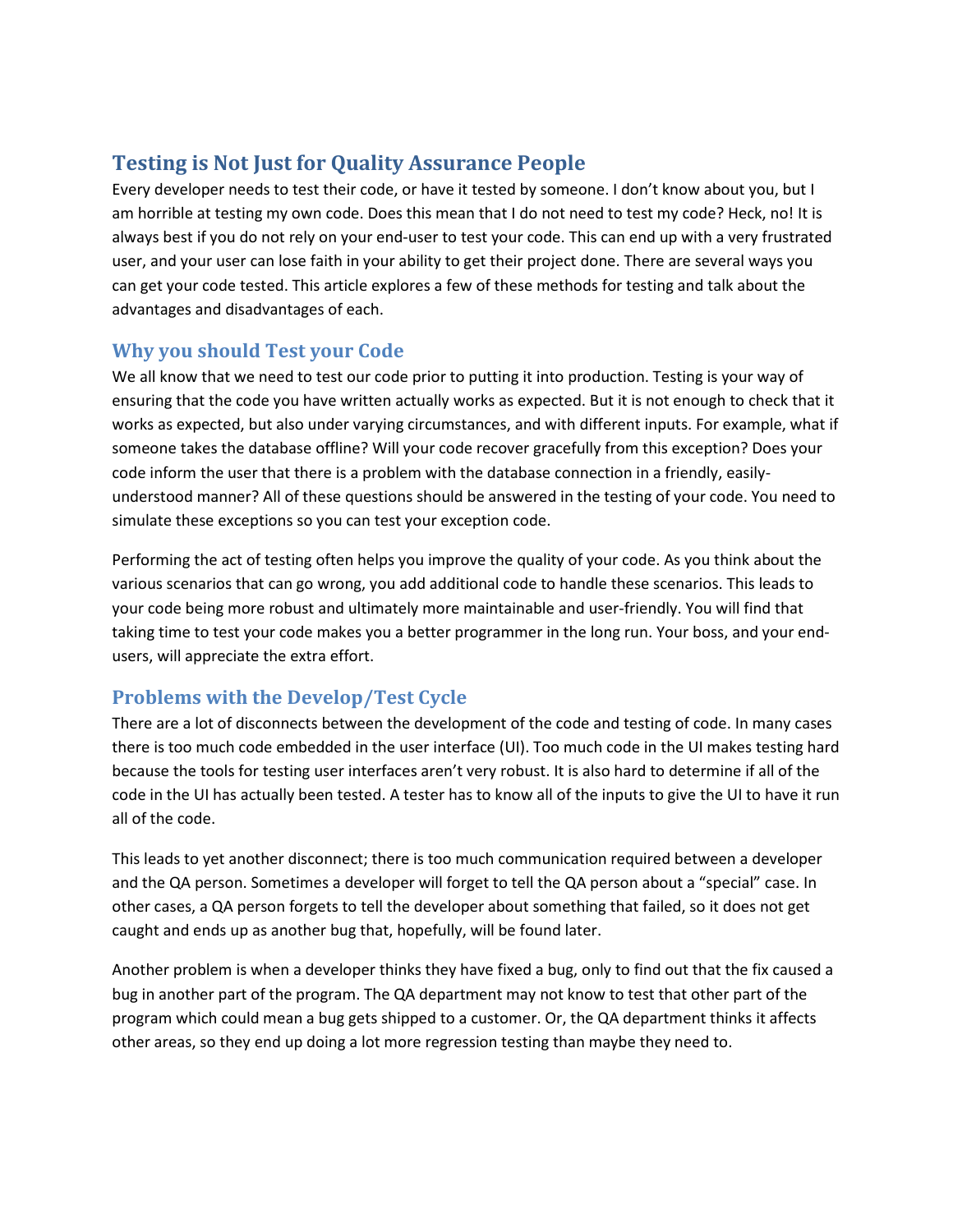## Testing is Not Just for Quality Assurance People

Every developer needs to test their code, or have it tested by someone. I don't know about you, but I am horrible at testing my own code. Does this mean that I do not need to test my code? Heck, no! It is always best if you do not rely on your end-user to test your code. This can end up with a very frustrated user, and your user can lose faith in your ability to get their project done. There are several ways you can get your code tested. This article explores a few of these methods for testing and talk about the advantages and disadvantages of each.

### Why you should Test your Code

We all know that we need to test our code prior to putting it into production. Testing is your way of ensuring that the code you have written actually works as expected. But it is not enough to check that it works as expected, but also under varying circumstances, and with different inputs. For example, what if someone takes the database offline? Will your code recover gracefully from this exception? Does your code inform the user that there is a problem with the database connection in a friendly, easily-understood manner? All of these questions should be answered in the testing of your code. You need to simulate these exceptions so you can test your exception code.

Performing the act of testing often helps you improve the quality of your code. As you think about the various scenarios that can go wrong, you add additional code to handle these scenarios. This leads to your code being more robust and ultimately more maintainable and user-friendly. You will find that taking time to test your code makes you a better programmer in the long run. Your boss, and your end-users, will appreciate the extra effort.

### Problems with the Develop/Test Cycle

There are a lot of disconnects between the development of the code and testing of code. In many cases there is too much code embedded in the user interface (UI). Too much code in the UI makes testing hard because the tools for testing user interfaces aren't very robust. It is also hard to determine if all of the code in the UI has actually been tested. A tester has to know all of the inputs to give the UI to have it run all of the code.

This leads to yet another disconnect; there is too much communication required between a developer and the QA person. Sometimes a developer will forget to tell the QA person about a "special" case. In other cases, a QA person forgets to tell the developer about something that failed, so it does not get caught and ends up as another bug that, hopefully, will be found later.

Another problem is when a developer thinks they have fixed a bug, only to find out that the fix caused a bug in another part of the program. The QA department may not know to test that other part of the program which could mean a bug gets shipped to a customer. Or, the QA department thinks it affects other areas, so they end up doing a lot more regression testing than maybe they need to.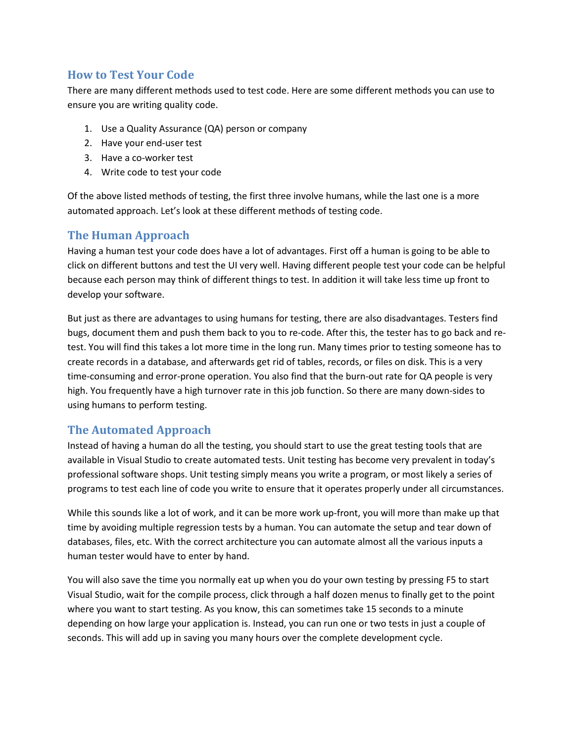## How to Test Your Code

There are many different methods used to test code. Here are some different methods you can use to ensure you are writing quality code.

1. Use a Quality Assurance (QA) person or company
2. Have your end-user test
3. Have a co-worker test
4. Write code to test your code

Of the above listed methods of testing, the first three involve humans, while the last one is a more automated approach. Let's look at these different methods of testing code.

## The Human Approach

Having a human test your code does have a lot of advantages. First off a human is going to be able to click on different buttons and test the UI very well. Having different people test your code can be helpful because each person may think of different things to test. In addition it will take less time up front to develop your software.

But just as there are advantages to using humans for testing, there are also disadvantages. Testers find bugs, document them and push them back to you to re-code. After this, the tester has to go back and re-test. You will find this takes a lot more time in the long run. Many times prior to testing someone has to create records in a database, and afterwards get rid of tables, records, or files on disk. This is a very time-consuming and error-prone operation. You also find that the burn-out rate for QA people is very high. You frequently have a high turnover rate in this job function. So there are many down-sides to using humans to perform testing.

## The Automated Approach

Instead of having a human do all the testing, you should start to use the great testing tools that are available in Visual Studio to create automated tests. Unit testing has become very prevalent in today's professional software shops. Unit testing simply means you write a program, or most likely a series of programs to test each line of code you write to ensure that it operates properly under all circumstances.

While this sounds like a lot of work, and it can be more work up-front, you will more than make up that time by avoiding multiple regression tests by a human. You can automate the setup and tear down of databases, files, etc. With the correct architecture you can automate almost all the various inputs a human tester would have to enter by hand.

You will also save the time you normally eat up when you do your own testing by pressing F5 to start Visual Studio, wait for the compile process, click through a half dozen menus to finally get to the point where you want to start testing. As you know, this can sometimes take 15 seconds to a minute depending on how large your application is. Instead, you can run one or two tests in just a couple of seconds. This will add up in saving you many hours over the complete development cycle.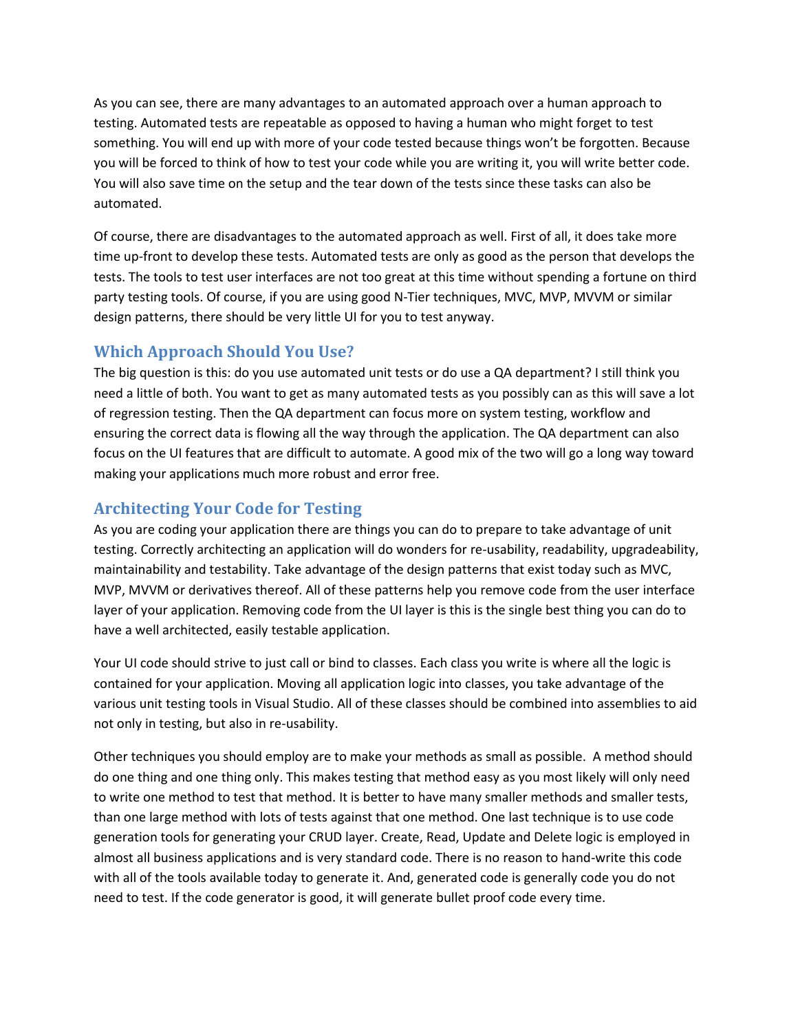As you can see, there are many advantages to an automated approach over a human approach to testing. Automated tests are repeatable as opposed to having a human who might forget to test something. You will end up with more of your code tested because things won't be forgotten. Because you will be forced to think of how to test your code while you are writing it, you will write better code. You will also save time on the setup and the tear down of the tests since these tasks can also be automated.

Of course, there are disadvantages to the automated approach as well. First of all, it does take more time up-front to develop these tests. Automated tests are only as good as the person that develops the tests. The tools to test user interfaces are not too great at this time without spending a fortune on third party testing tools. Of course, if you are using good N-Tier techniques, MVC, MVP, MVVM or similar design patterns, there should be very little UI for you to test anyway.

## Which Approach Should You Use?

The big question is this: do you use automated unit tests or do use a QA department? I still think you need a little of both. You want to get as many automated tests as you possibly can as this will save a lot of regression testing. Then the QA department can focus more on system testing, workflow and ensuring the correct data is flowing all the way through the application. The QA department can also focus on the UI features that are difficult to automate. A good mix of the two will go a long way toward making your applications much more robust and error free.

## Architecting Your Code for Testing

As you are coding your application there are things you can do to prepare to take advantage of unit testing. Correctly architecting an application will do wonders for re-usability, readability, upgradeability, maintainability and testability. Take advantage of the design patterns that exist today such as MVC, MVP, MVVM or derivatives thereof. All of these patterns help you remove code from the user interface layer of your application. Removing code from the UI layer is this is the single best thing you can do to have a well architected, easily testable application.

Your UI code should strive to just call or bind to classes. Each class you write is where all the logic is contained for your application. Moving all application logic into classes, you take advantage of the various unit testing tools in Visual Studio. All of these classes should be combined into assemblies to aid not only in testing, but also in re-usability.

Other techniques you should employ are to make your methods as small as possible. A method should do one thing and one thing only. This makes testing that method easy as you most likely will only need to write one method to test that method. It is better to have many smaller methods and smaller tests, than one large method with lots of tests against that one method. One last technique is to use code generation tools for generating your CRUD layer. Create, Read, Update and Delete logic is employed in almost all business applications and is very standard code. There is no reason to hand-write this code with all of the tools available today to generate it. And, generated code is generally code you do not need to test. If the code generator is good, it will generate bullet proof code every time.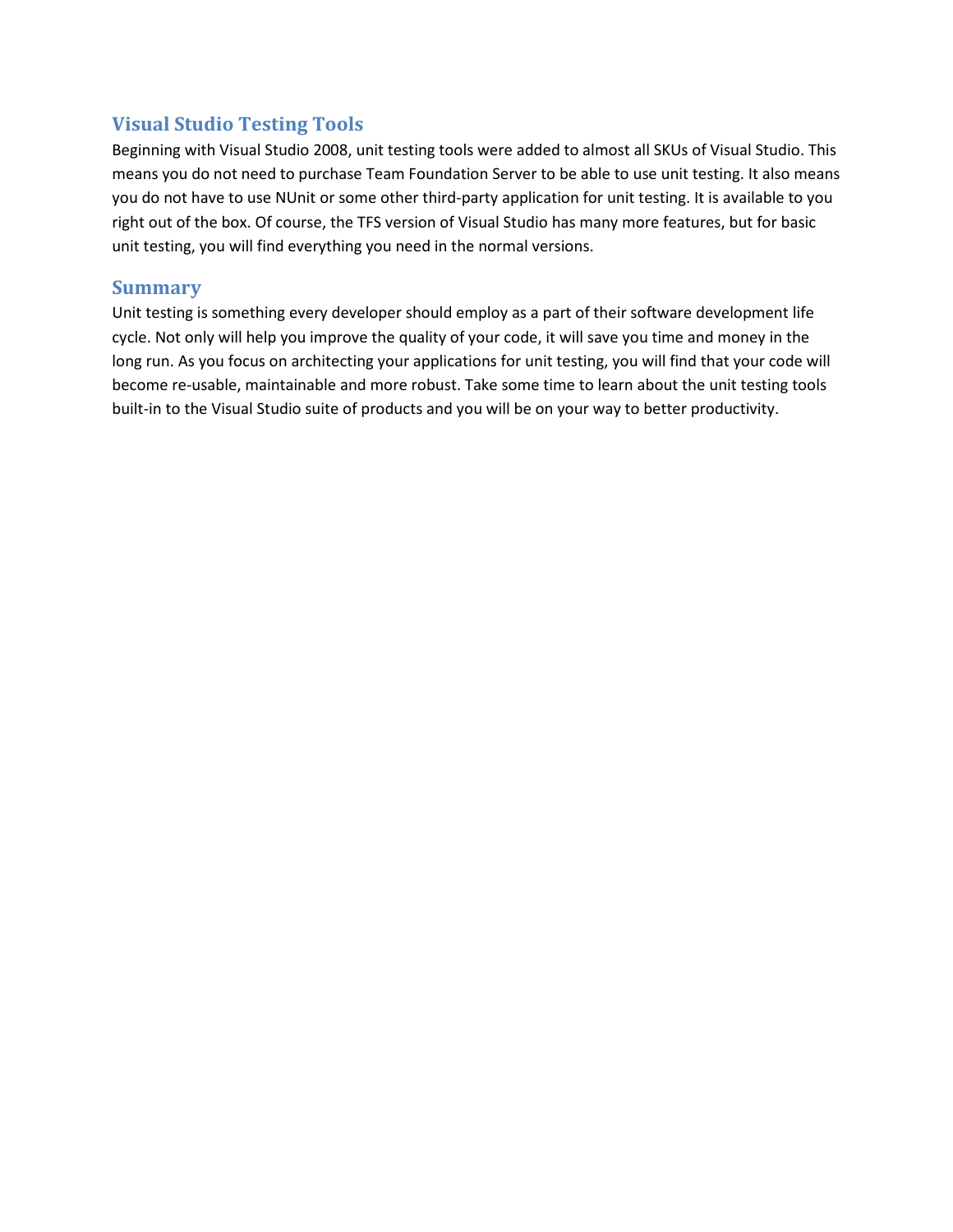## Visual Studio Testing Tools

Beginning with Visual Studio 2008, unit testing tools were added to almost all SKUs of Visual Studio. This means you do not need to purchase Team Foundation Server to be able to use unit testing. It also means you do not have to use NUnit or some other third-party application for unit testing. It is available to you right out of the box. Of course, the TFS version of Visual Studio has many more features, but for basic unit testing, you will find everything you need in the normal versions.

## Summary

Unit testing is something every developer should employ as a part of their software development life cycle. Not only will help you improve the quality of your code, it will save you time and money in the long run. As you focus on architecting your applications for unit testing, you will find that your code will become re-usable, maintainable and more robust. Take some time to learn about the unit testing tools built-in to the Visual Studio suite of products and you will be on your way to better productivity.